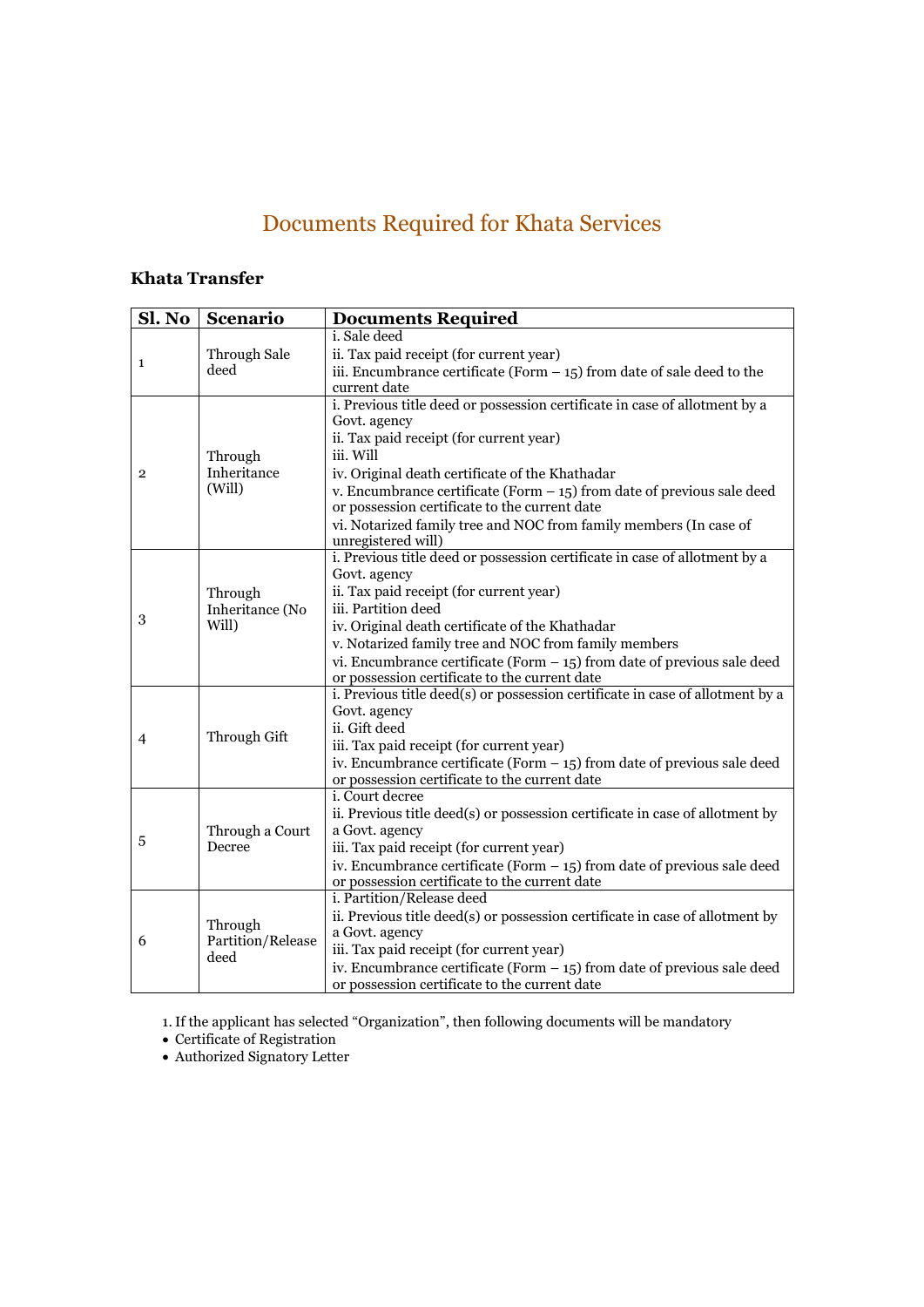# Documents Required for Khata Services

## Khata Transfer

| Sl. No | Scenario | Documents Required |
|---|---|---|
| 1 | Through Sale deed | i. Sale deed<br>ii. Tax paid receipt (for current year)<br>iii. Encumbrance certificate (Form – 15) from date of sale deed to the current date |
| 2 | Through Inheritance (Will) | i. Previous title deed or possession certificate in case of allotment by a Govt. agency<br>ii. Tax paid receipt (for current year)<br>iii. Will<br>iv. Original death certificate of the Khathadar<br>v. Encumbrance certificate (Form – 15) from date of previous sale deed or possession certificate to the current date<br>vi. Notarized family tree and NOC from family members (In case of unregistered will) |
| 3 | Through Inheritance (No Will) | i. Previous title deed or possession certificate in case of allotment by a Govt. agency<br>ii. Tax paid receipt (for current year)<br>iii. Partition deed<br>iv. Original death certificate of the Khathadar<br>v. Notarized family tree and NOC from family members<br>vi. Encumbrance certificate (Form – 15) from date of previous sale deed or possession certificate to the current date |
| 4 | Through Gift | i. Previous title deed(s) or possession certificate in case of allotment by a Govt. agency<br>ii. Gift deed<br>iii. Tax paid receipt (for current year)<br>iv. Encumbrance certificate (Form – 15) from date of previous sale deed or possession certificate to the current date |
| 5 | Through a Court Decree | i. Court decree<br>ii. Previous title deed(s) or possession certificate in case of allotment by a Govt. agency<br>iii. Tax paid receipt (for current year)<br>iv. Encumbrance certificate (Form – 15) from date of previous sale deed or possession certificate to the current date |
| 6 | Through Partition/Release deed | i. Partition/Release deed<br>ii. Previous title deed(s) or possession certificate in case of allotment by a Govt. agency<br>iii. Tax paid receipt (for current year)<br>iv. Encumbrance certificate (Form – 15) from date of previous sale deed or possession certificate to the current date |

1. If the applicant has selected "Organization", then following documents will be mandatory

- Certificate of Registration
- Authorized Signatory Letter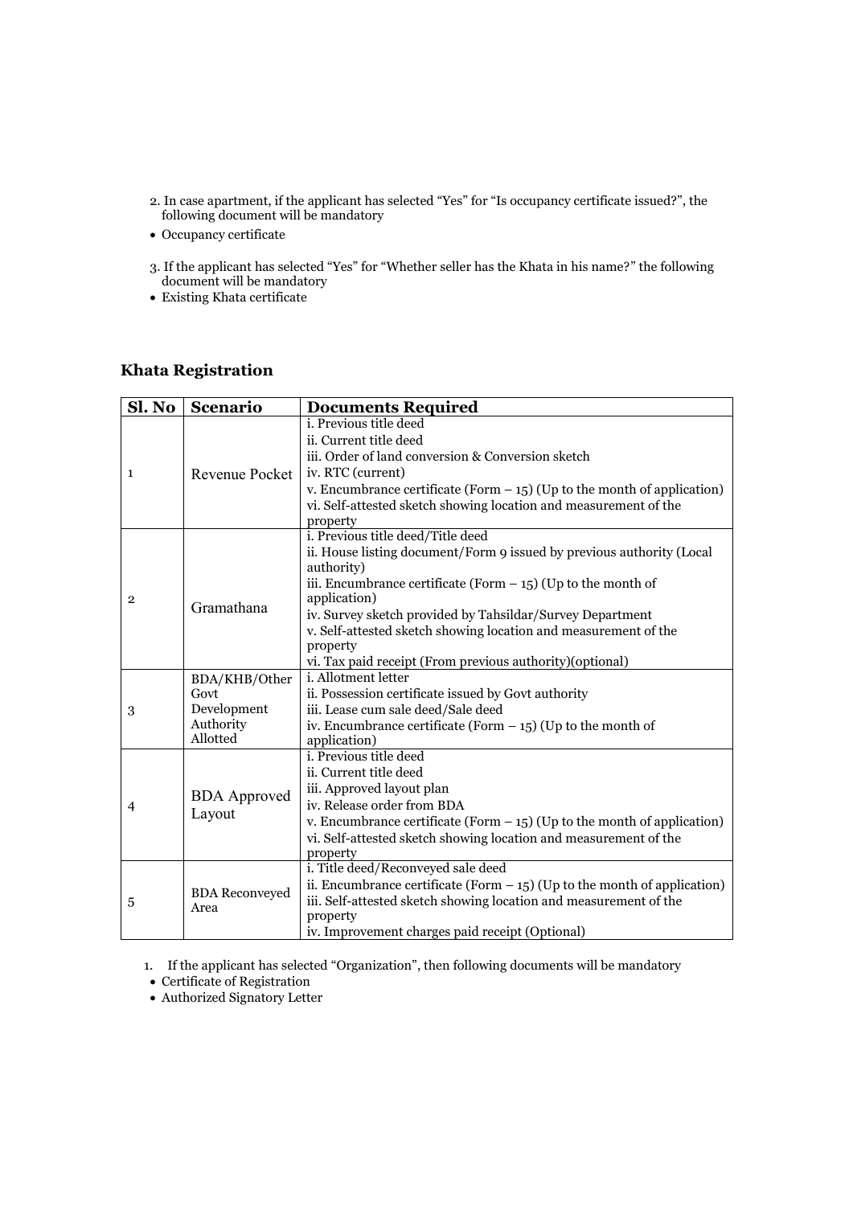2. In case apartment, if the applicant has selected "Yes" for "Is occupancy certificate issued?", the following document will be mandatory

- Occupancy certificate

3. If the applicant has selected "Yes" for "Whether seller has the Khata in his name?" the following document will be mandatory

- Existing Khata certificate

## Khata Registration

| Sl. No | Scenario | Documents Required |
|---|---|---|
| 1 | Revenue Pocket | i. Previous title deed<br>ii. Current title deed<br>iii. Order of land conversion & Conversion sketch<br>iv. RTC (current)<br>v. Encumbrance certificate (Form – 15) (Up to the month of application)<br>vi. Self-attested sketch showing location and measurement of the property |
| 2 | Gramathana | i. Previous title deed/Title deed<br>ii. House listing document/Form 9 issued by previous authority (Local authority)<br>iii. Encumbrance certificate (Form – 15) (Up to the month of application)<br>iv. Survey sketch provided by Tahsildar/Survey Department<br>v. Self-attested sketch showing location and measurement of the property<br>vi. Tax paid receipt (From previous authority)(optional) |
| 3 | BDA/KHB/Other Govt Development Authority Allotted | i. Allotment letter<br>ii. Possession certificate issued by Govt authority<br>iii. Lease cum sale deed/Sale deed<br>iv. Encumbrance certificate (Form – 15) (Up to the month of application) |
| 4 | BDA Approved Layout | i. Previous title deed<br>ii. Current title deed<br>iii. Approved layout plan<br>iv. Release order from BDA<br>v. Encumbrance certificate (Form – 15) (Up to the month of application)<br>vi. Self-attested sketch showing location and measurement of the property |
| 5 | BDA Reconveyed Area | i. Title deed/Reconveyed sale deed<br>ii. Encumbrance certificate (Form – 15) (Up to the month of application)<br>iii. Self-attested sketch showing location and measurement of the property<br>iv. Improvement charges paid receipt (Optional) |

1. If the applicant has selected "Organization", then following documents will be mandatory

- Certificate of Registration
- Authorized Signatory Letter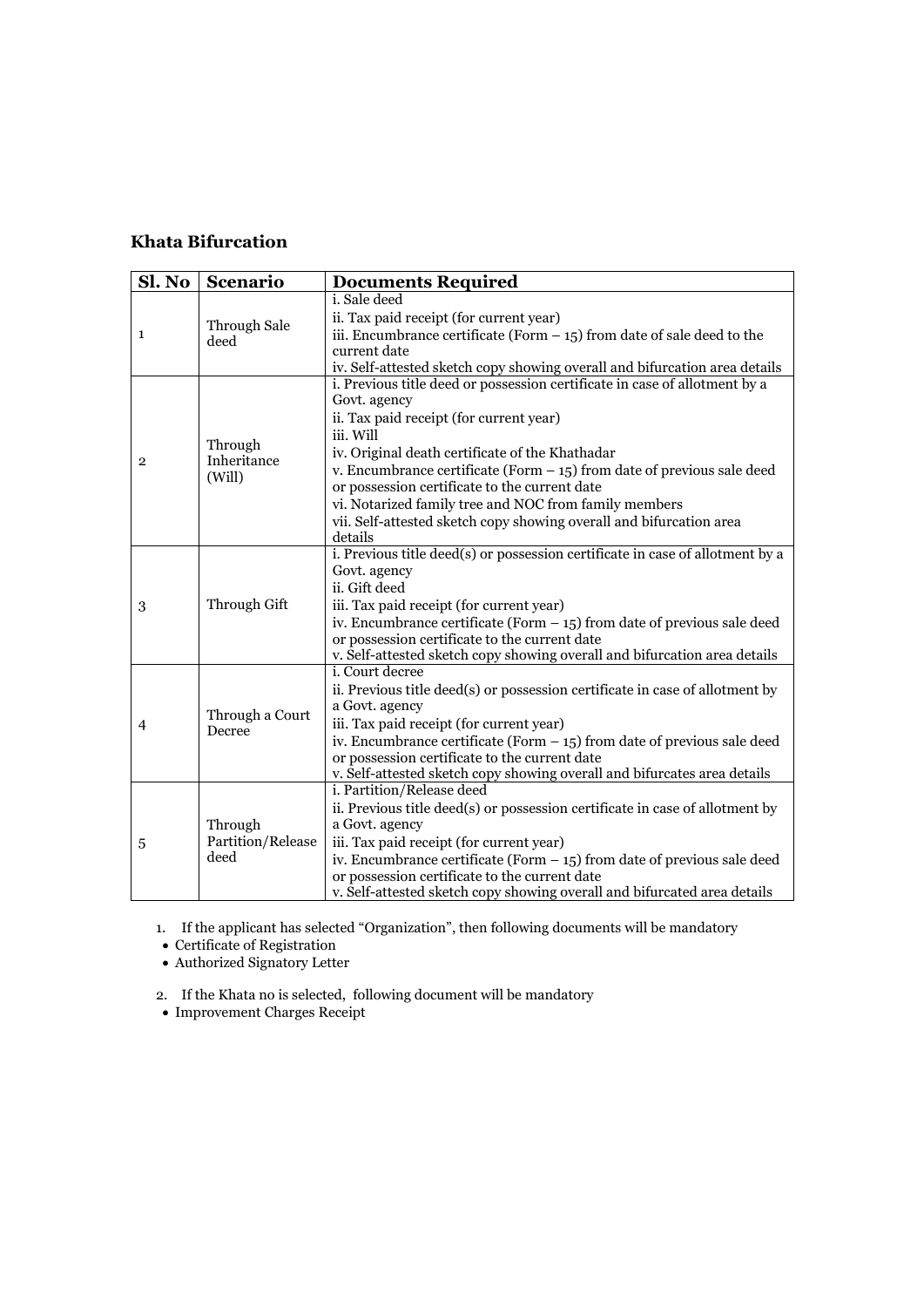## Khata Bifurcation

| Sl. No | Scenario | Documents Required |
|---|---|---|
| 1 | Through Sale deed | i. Sale deed<br>ii. Tax paid receipt (for current year)<br>iii. Encumbrance certificate (Form – 15) from date of sale deed to the current date<br>iv. Self-attested sketch copy showing overall and bifurcation area details |
| 2 | Through Inheritance (Will) | i. Previous title deed or possession certificate in case of allotment by a Govt. agency<br>ii. Tax paid receipt (for current year)<br>iii. Will<br>iv. Original death certificate of the Khathadar<br>v. Encumbrance certificate (Form – 15) from date of previous sale deed or possession certificate to the current date<br>vi. Notarized family tree and NOC from family members<br>vii. Self-attested sketch copy showing overall and bifurcation area details |
| 3 | Through Gift | i. Previous title deed(s) or possession certificate in case of allotment by a Govt. agency<br>ii. Gift deed<br>iii. Tax paid receipt (for current year)<br>iv. Encumbrance certificate (Form – 15) from date of previous sale deed or possession certificate to the current date<br>v. Self-attested sketch copy showing overall and bifurcation area details |
| 4 | Through a Court Decree | i. Court decree<br>ii. Previous title deed(s) or possession certificate in case of allotment by a Govt. agency<br>iii. Tax paid receipt (for current year)<br>iv. Encumbrance certificate (Form – 15) from date of previous sale deed or possession certificate to the current date<br>v. Self-attested sketch copy showing overall and bifurcates area details |
| 5 | Through Partition/Release deed | i. Partition/Release deed<br>ii. Previous title deed(s) or possession certificate in case of allotment by a Govt. agency<br>iii. Tax paid receipt (for current year)<br>iv. Encumbrance certificate (Form – 15) from date of previous sale deed or possession certificate to the current date<br>v. Self-attested sketch copy showing overall and bifurcated area details |

1. If the applicant has selected "Organization", then following documents will be mandatory
   - Certificate of Registration
   - Authorized Signatory Letter

2. If the Khata no is selected, following document will be mandatory
   - Improvement Charges Receipt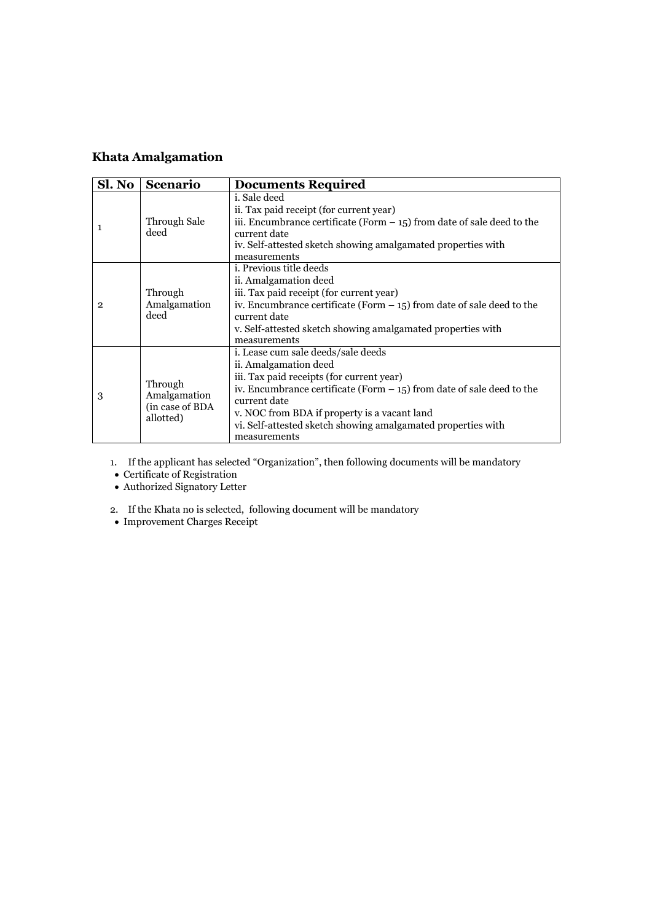## Khata Amalgamation

| Sl. No | Scenario | Documents Required |
|---|---|---|
| 1 | Through Sale deed | i. Sale deed<br>ii. Tax paid receipt (for current year)<br>iii. Encumbrance certificate (Form – 15) from date of sale deed to the current date<br>iv. Self-attested sketch showing amalgamated properties with measurements |
| 2 | Through Amalgamation deed | i. Previous title deeds<br>ii. Amalgamation deed<br>iii. Tax paid receipt (for current year)<br>iv. Encumbrance certificate (Form – 15) from date of sale deed to the current date<br>v. Self-attested sketch showing amalgamated properties with measurements |
| 3 | Through Amalgamation (in case of BDA allotted) | i. Lease cum sale deeds/sale deeds<br>ii. Amalgamation deed<br>iii. Tax paid receipts (for current year)<br>iv. Encumbrance certificate (Form – 15) from date of sale deed to the current date<br>v. NOC from BDA if property is a vacant land<br>vi. Self-attested sketch showing amalgamated properties with measurements |

1. If the applicant has selected "Organization", then following documents will be mandatory
   - Certificate of Registration
   - Authorized Signatory Letter

2. If the Khata no is selected, following document will be mandatory
   - Improvement Charges Receipt